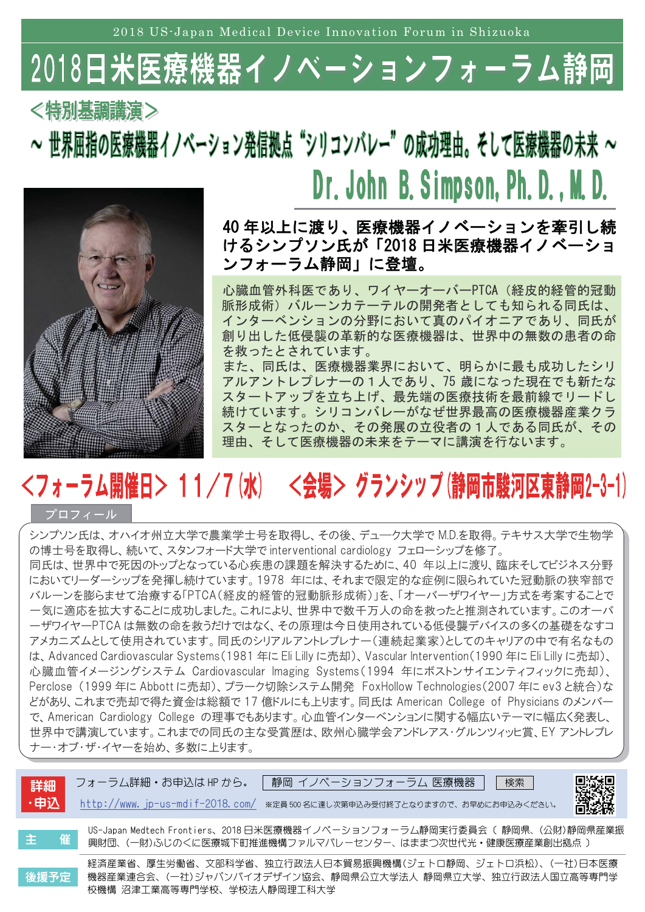2018 US-Japan Medical Device Innovation Forum in Shizuoka

# 2018日米医療機器イノベーションフォーラム静岡

## <特別基調講演>

## ～ 世界屈指の医療機器イノベーション発信拠点“シリコンバレー”の成功理由。そして医療機器の未来 ～

## Dr. John B. Simpson, Ph. D., M. D.

**40 年以上に渡り、医療機器イノベーションを牽引し続けるシンプソン氏が「2018 日米医療機器イノベーションフォーラム静岡」に登壇。**

心臓血管外科医であり、ワイヤーオーバーPTCA（経皮的経管的冠動脈形成術）バルーンカテーテルの開発者としても知られる同氏は、インターベンションの分野において真のパイオニアであり、同氏が創り出した低侵襲の革新的な医療機器は、世界中の無数の患者の命を救ったとされています。
また、同氏は、医療機器業界において、明らかに最も成功したシリアルアントレプレナーの１人であり、75 歳になった現在でも新たなスタートアップを立ち上げ、最先端の医療技術を最前線でリードし続けています。シリコンバレーがなぜ世界最高の医療機器産業クラスターとなったのか、その発展の立役者の１人である同氏が、その理由、そして医療機器の未来をテーマに講演を行ないます。

## <フォーラム開催日> 11/7(水)　<会場> グランシップ(静岡市駿河区東静岡2-3-1)

### プロフィール

シンプソン氏は、オハイオ州立大学で農業学士号を取得し、その後、デューク大学で M.D.を取得。テキサス大学で生物学の博士号を取得し、続いて、スタンフォード大学で interventional cardiology フェローシップを修了。
同氏は、世界中で死因のトップとなっている心疾患の課題を解決するために、40 年以上に渡り、臨床そしてビジネス分野においてリーダーシップを発揮し続けています。1978 年には、それまで限定的な症例に限られていた冠動脈の狭窄部でバルーンを膨らませて治療する「PTCA（経皮的経管的冠動脈形成術）」を、「オーバーザワイヤー」方式を考案することで一気に適応を拡大することに成功しました。これにより、世界中で数千万人の命を救ったと推測されています。このオーバーザワイヤーPTCA は無数の命を救うだけではなく、その原理は今日使用されている低侵襲デバイスの多くの基礎をなすコアメカニズムとして使用されています。同氏のシリアルアントレプレナー（連続起業家）としてのキャリアの中で有名なものは、Advanced Cardiovascular Systems（1981 年に Eli Lilly に売却）、Vascular Intervention（1990 年に Eli Lilly に売却）、心臓血管イメージングシステム Cardiovascular Imaging Systems（1994 年にボストンサイエンティフィックに売却）、Perclose（1999 年に Abbott に売却）、プラーク切除システム開発 FoxHollow Technologies（2007 年に ev3 と統合）などがあり、これまで売却で得た資金は総額で 17 億ドルにも上ります。同氏は American College of Physicians のメンバーで、American Cardiology College の理事でもあります。心血管インターベンションに関する幅広いテーマに幅広く発表し、世界中で講演しています。これまでの同氏の主な受賞歴は、欧州心臓学会アンドレアス・グルンツィッヒ賞、EY アントレプレナー･オブ･ザ･イヤーを始め、多数に上ります。

**詳細・申込**　フォーラム詳細・お申込は HP から。 静岡 イノベーションフォーラム 医療機器 検索

http://www.jp-us-mdif-2018.com/　※定員 500 名に達し次第申込み受付終了となりますので、お早めにお申込みください。

**主　催**　US-Japan Medtech Frontiers、2018 日米医療機器イノベーションフォーラム静岡実行委員会（ 静岡県、（公財）静岡県産業振興財団、（一財）ふじのくに医療城下町推進機構ファルマバレーセンター、はままつ次世代光・健康医療産業創出拠点 ）

**後援予定**　経済産業省、厚生労働省、文部科学省、独立行政法人日本貿易振興機構（ジェトロ静岡、ジェトロ浜松）、（一社）日本医療機器産業連合会、（一社）ジャパンバイオデザイン協会、静岡県公立大学法人 静岡県立大学、独立行政法人国立高等専門学校機構 沼津工業高等専門学校、学校法人静岡理工科大学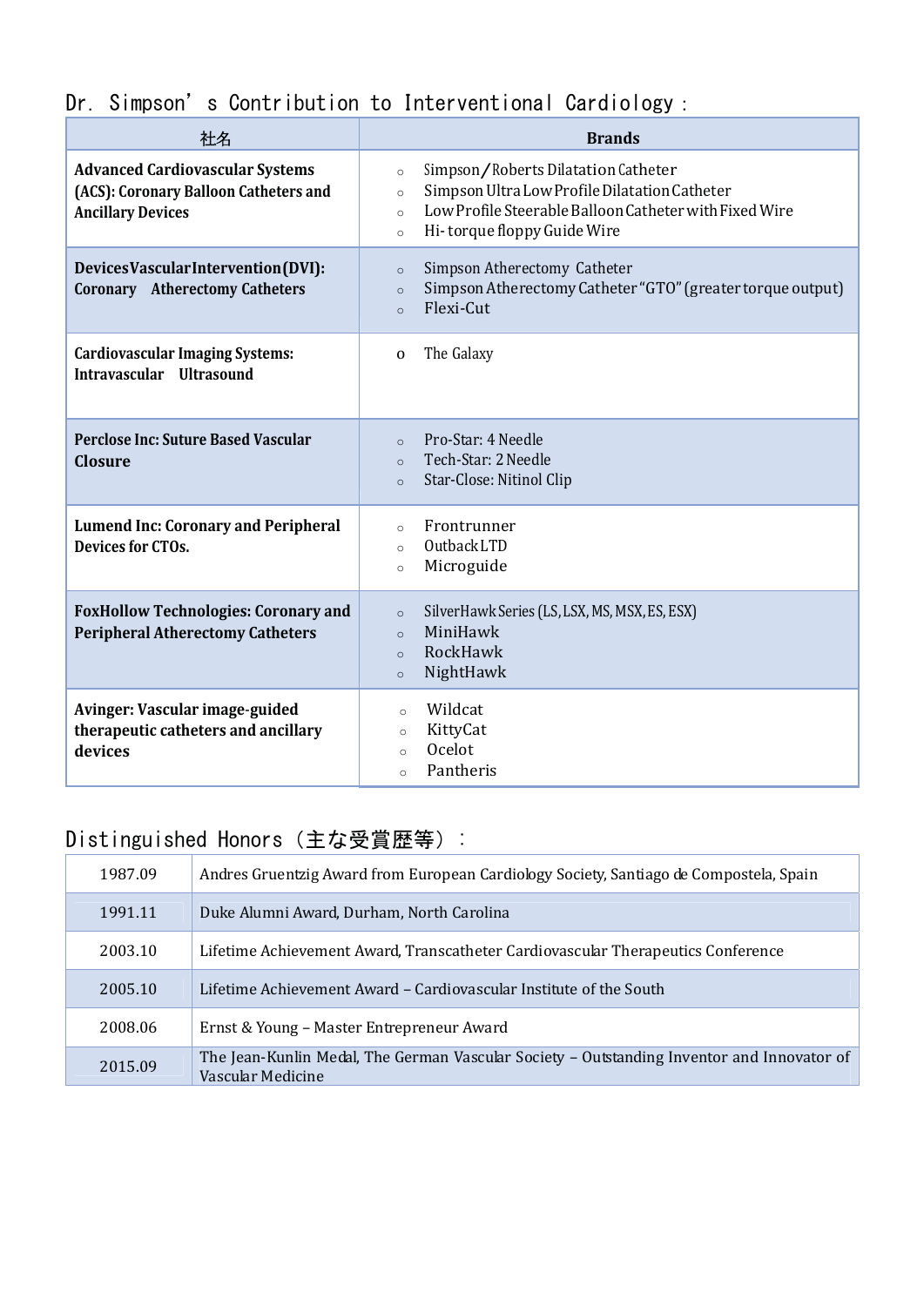## Dr. Simpson's Contribution to Interventional Cardiology：

| 社名 | Brands |
|---|---|
| **Advanced Cardiovascular Systems (ACS): Coronary Balloon Catheters and Ancillary Devices** | ○ Simpson/Roberts Dilatation Catheter<br>○ Simpson Ultra Low Profile Dilatation Catheter<br>○ Low Profile Steerable Balloon Catheter with Fixed Wire<br>○ Hi- torque floppy Guide Wire |
| **Devices Vascular Intervention (DVI): Coronary Atherectomy Catheters** | ○ Simpson Atherectomy Catheter<br>○ Simpson Atherectomy Catheter "GTO" (greater torque output)<br>○ Flexi-Cut |
| **Cardiovascular Imaging Systems: Intravascular Ultrasound** | o The Galaxy |
| **Perclose Inc: Suture Based Vascular Closure** | ○ Pro-Star: 4 Needle<br>○ Tech-Star: 2 Needle<br>○ Star-Close: Nitinol Clip |
| **Lumend Inc: Coronary and Peripheral Devices for CTOs.** | ○ Frontrunner<br>○ Outback LTD<br>○ Microguide |
| **FoxHollow Technologies: Coronary and Peripheral Atherectomy Catheters** | ○ SilverHawk Series (LS, LSX, MS, MSX, ES, ESX)<br>○ MiniHawk<br>○ RockHawk<br>○ NightHawk |
| **Avinger: Vascular image-guided therapeutic catheters and ancillary devices** | ○ Wildcat<br>○ KittyCat<br>○ Ocelot<br>○ Pantheris |

## Distinguished Honors（主な受賞歴等）：

| | |
|---|---|
| 1987.09 | Andres Gruentzig Award from European Cardiology Society, Santiago de Compostela, Spain |
| 1991.11 | Duke Alumni Award, Durham, North Carolina |
| 2003.10 | Lifetime Achievement Award, Transcatheter Cardiovascular Therapeutics Conference |
| 2005.10 | Lifetime Achievement Award – Cardiovascular Institute of the South |
| 2008.06 | Ernst & Young – Master Entrepreneur Award |
| 2015.09 | The Jean-Kunlin Medal, The German Vascular Society – Outstanding Inventor and Innovator of Vascular Medicine |